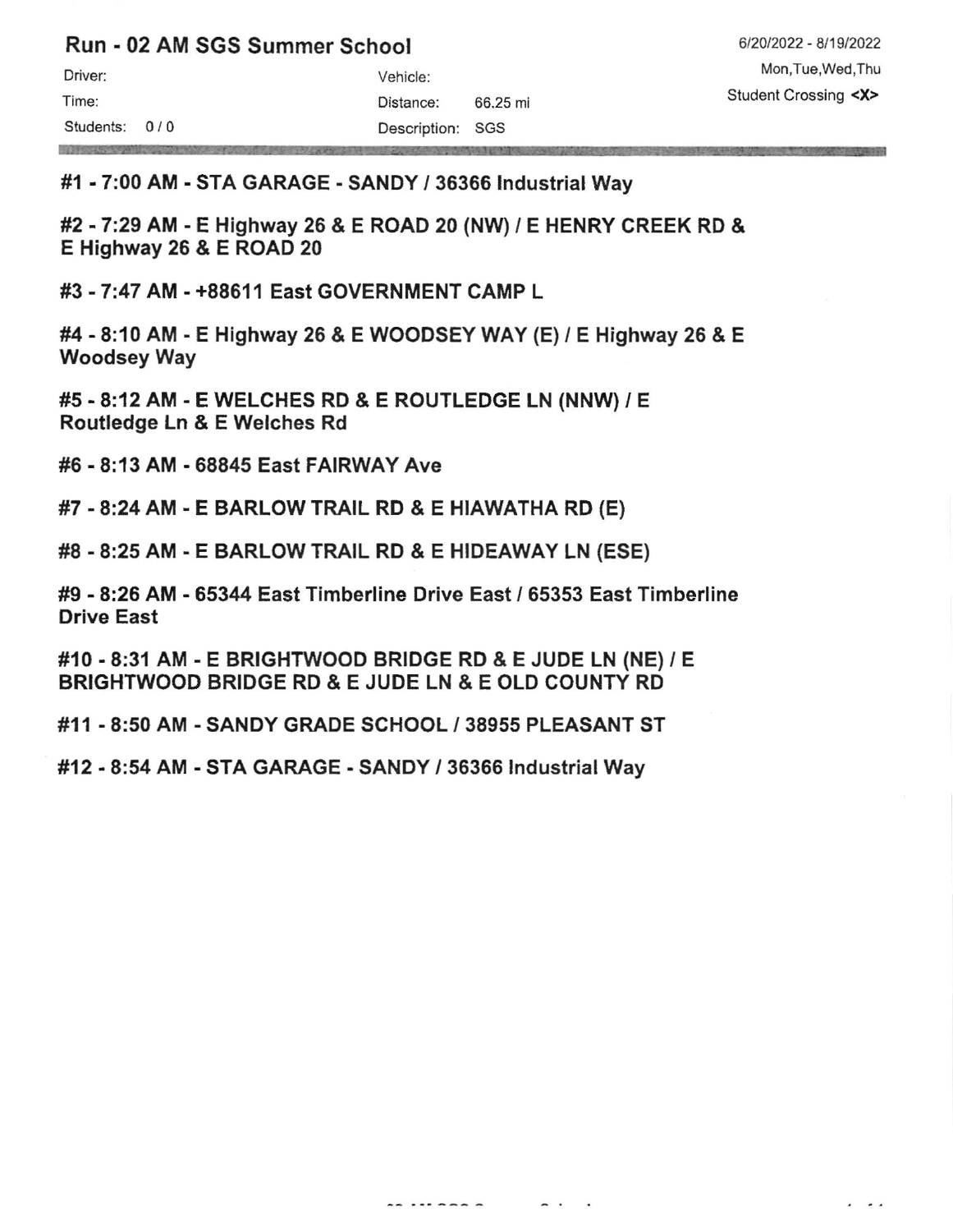## Run - 02 AM SGS Summer School

6/20/2022 - 8/19/2022
Mon,Tue,Wed,Thu
Student Crossing <X>

Driver:
Time:
Students: 0 / 0

Vehicle:
Distance: 66.25 mi
Description: SGS

**#1 - 7:00 AM - STA GARAGE - SANDY / 36366 Industrial Way**

**#2 - 7:29 AM - E Highway 26 & E ROAD 20 (NW) / E HENRY CREEK RD & E Highway 26 & E ROAD 20**

**#3 - 7:47 AM - +88611 East GOVERNMENT CAMP L**

**#4 - 8:10 AM - E Highway 26 & E WOODSEY WAY (E) / E Highway 26 & E Woodsey Way**

**#5 - 8:12 AM - E WELCHES RD & E ROUTLEDGE LN (NNW) / E Routledge Ln & E Welches Rd**

**#6 - 8:13 AM - 68845 East FAIRWAY Ave**

**#7 - 8:24 AM - E BARLOW TRAIL RD & E HIAWATHA RD (E)**

**#8 - 8:25 AM - E BARLOW TRAIL RD & E HIDEAWAY LN (ESE)**

**#9 - 8:26 AM - 65344 East Timberline Drive East / 65353 East Timberline Drive East**

**#10 - 8:31 AM - E BRIGHTWOOD BRIDGE RD & E JUDE LN (NE) / E BRIGHTWOOD BRIDGE RD & E JUDE LN & E OLD COUNTY RD**

**#11 - 8:50 AM - SANDY GRADE SCHOOL / 38955 PLEASANT ST**

**#12 - 8:54 AM - STA GARAGE - SANDY / 36366 Industrial Way**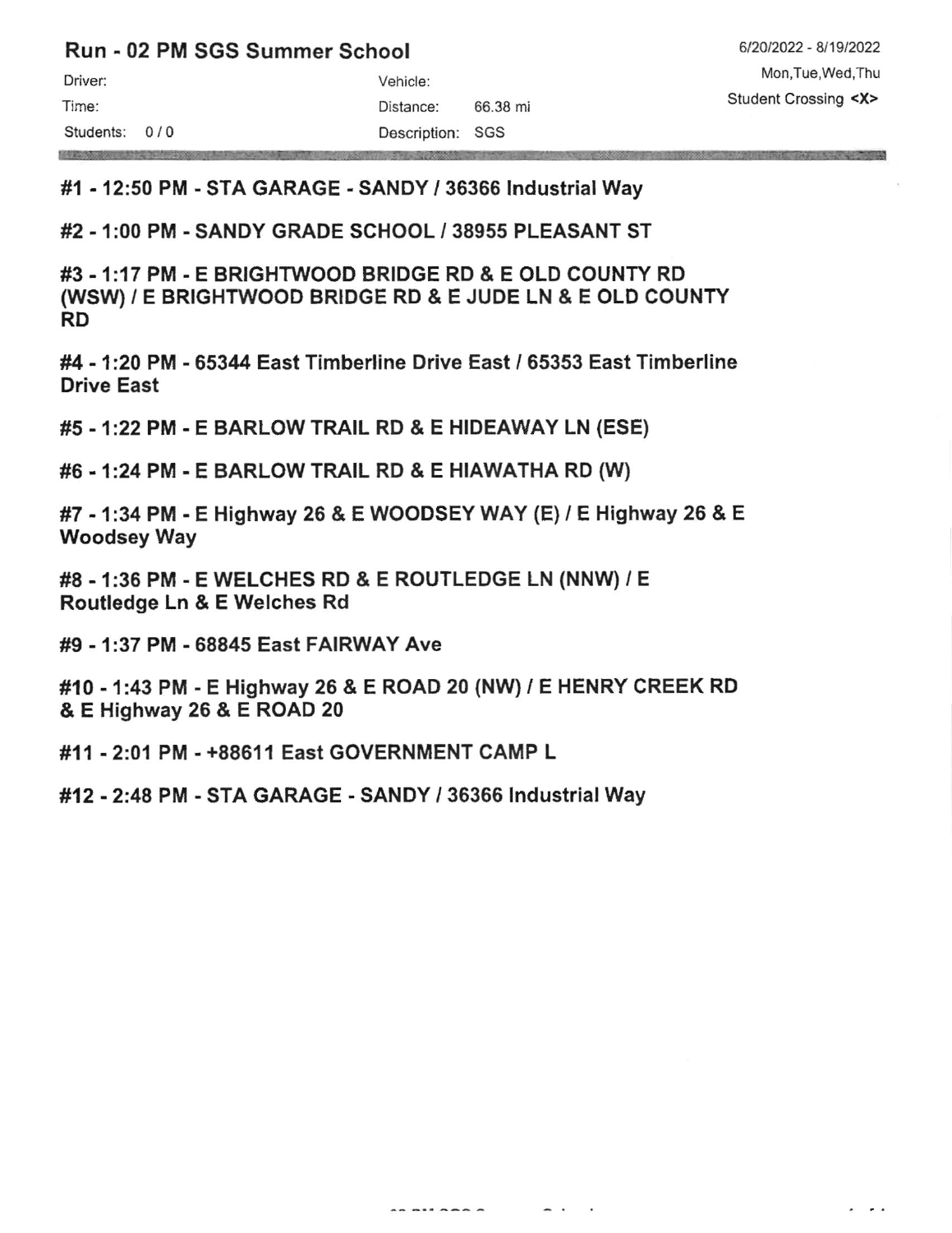## Run - 02 PM SGS Summer School

6/20/2022 - 8/19/2022
Mon,Tue,Wed,Thu
Student Crossing <X>

Driver:
Time:
Students: 0 / 0

Vehicle:
Distance: 66.38 mi
Description: SGS

**#1 - 12:50 PM - STA GARAGE - SANDY / 36366 Industrial Way**

**#2 - 1:00 PM - SANDY GRADE SCHOOL / 38955 PLEASANT ST**

**#3 - 1:17 PM - E BRIGHTWOOD BRIDGE RD & E OLD COUNTY RD (WSW) / E BRIGHTWOOD BRIDGE RD & E JUDE LN & E OLD COUNTY RD**

**#4 - 1:20 PM - 65344 East Timberline Drive East / 65353 East Timberline Drive East**

**#5 - 1:22 PM - E BARLOW TRAIL RD & E HIDEAWAY LN (ESE)**

**#6 - 1:24 PM - E BARLOW TRAIL RD & E HIAWATHA RD (W)**

**#7 - 1:34 PM - E Highway 26 & E WOODSEY WAY (E) / E Highway 26 & E Woodsey Way**

**#8 - 1:36 PM - E WELCHES RD & E ROUTLEDGE LN (NNW) / E Routledge Ln & E Welches Rd**

**#9 - 1:37 PM - 68845 East FAIRWAY Ave**

**#10 - 1:43 PM - E Highway 26 & E ROAD 20 (NW) / E HENRY CREEK RD & E Highway 26 & E ROAD 20**

**#11 - 2:01 PM - +88611 East GOVERNMENT CAMP L**

**#12 - 2:48 PM - STA GARAGE - SANDY / 36366 Industrial Way**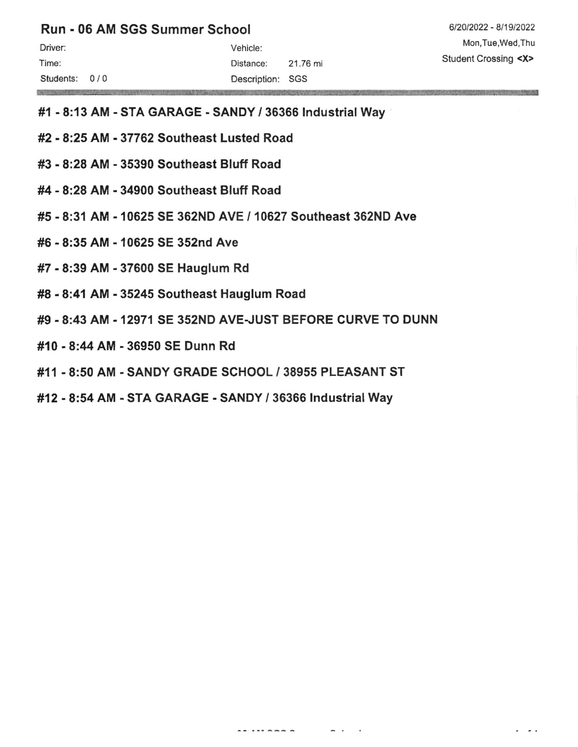## Run - 06 AM SGS Summer School

6/20/2022 - 8/19/2022

Mon,Tue,Wed,Thu

Student Crossing **<X>**

Driver:

Time:

Students: 0 / 0

Vehicle:

Distance: 21.76 mi

Description: SGS

**#1 - 8:13 AM - STA GARAGE - SANDY / 36366 Industrial Way**

**#2 - 8:25 AM - 37762 Southeast Lusted Road**

**#3 - 8:28 AM - 35390 Southeast Bluff Road**

**#4 - 8:28 AM - 34900 Southeast Bluff Road**

**#5 - 8:31 AM - 10625 SE 362ND AVE / 10627 Southeast 362ND Ave**

**#6 - 8:35 AM - 10625 SE 352nd Ave**

**#7 - 8:39 AM - 37600 SE Hauglum Rd**

**#8 - 8:41 AM - 35245 Southeast Hauglum Road**

**#9 - 8:43 AM - 12971 SE 352ND AVE-JUST BEFORE CURVE TO DUNN**

**#10 - 8:44 AM - 36950 SE Dunn Rd**

**#11 - 8:50 AM - SANDY GRADE SCHOOL / 38955 PLEASANT ST**

**#12 - 8:54 AM - STA GARAGE - SANDY / 36366 Industrial Way**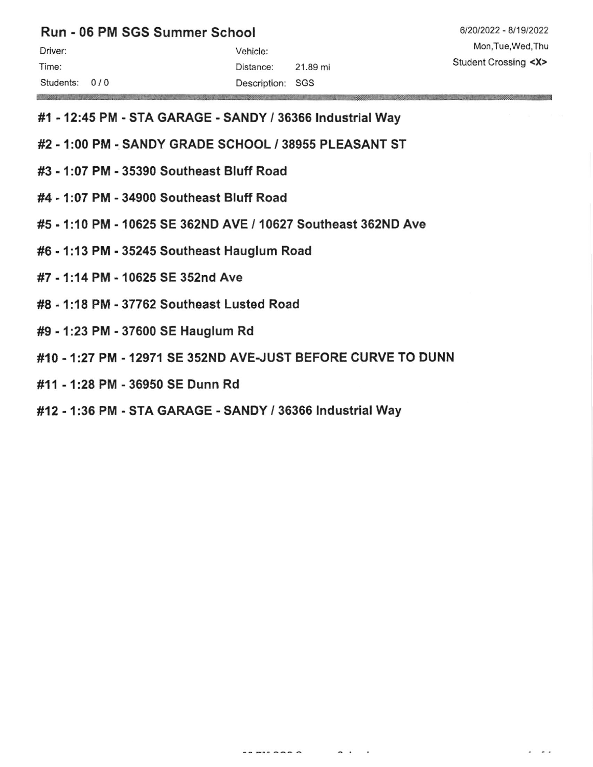## Run - 06 PM SGS Summer School

6/20/2022 - 8/19/2022
Mon,Tue,Wed,Thu
Student Crossing <X>

| | | | |
|---|---|---|---|
| Driver: | | Vehicle: | |
| Time: | | Distance: | 21.89 mi |
| Students: | 0 / 0 | Description: | SGS |

**#1 - 12:45 PM - STA GARAGE - SANDY / 36366 Industrial Way**

**#2 - 1:00 PM - SANDY GRADE SCHOOL / 38955 PLEASANT ST**

**#3 - 1:07 PM - 35390 Southeast Bluff Road**

**#4 - 1:07 PM - 34900 Southeast Bluff Road**

**#5 - 1:10 PM - 10625 SE 362ND AVE / 10627 Southeast 362ND Ave**

**#6 - 1:13 PM - 35245 Southeast Hauglum Road**

**#7 - 1:14 PM - 10625 SE 352nd Ave**

**#8 - 1:18 PM - 37762 Southeast Lusted Road**

**#9 - 1:23 PM - 37600 SE Hauglum Rd**

**#10 - 1:27 PM - 12971 SE 352ND AVE-JUST BEFORE CURVE TO DUNN**

**#11 - 1:28 PM - 36950 SE Dunn Rd**

**#12 - 1:36 PM - STA GARAGE - SANDY / 36366 Industrial Way**